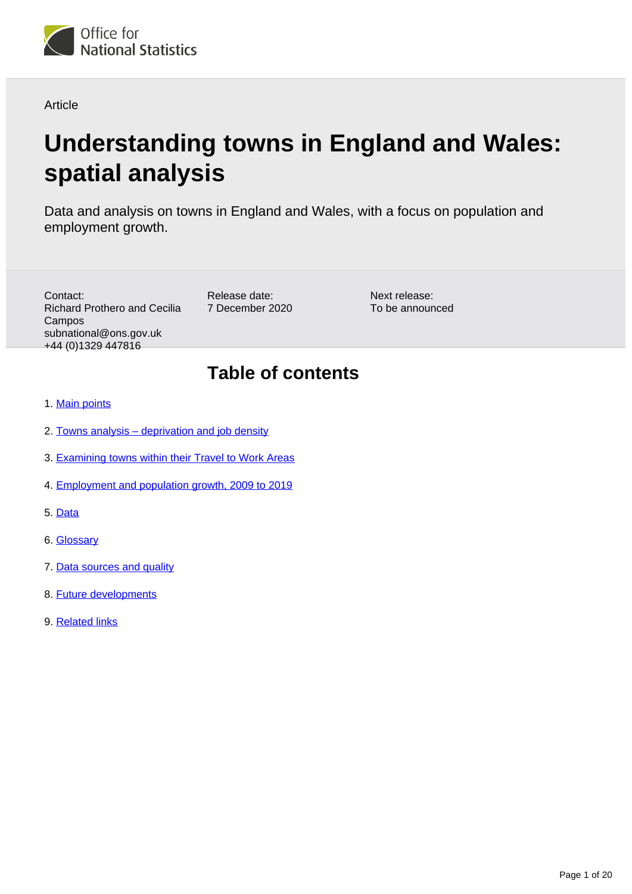Article

# Understanding towns in England and Wales: spatial analysis

Data and analysis on towns in England and Wales, with a focus on population and employment growth.

Contact:
Richard Prothero and Cecilia Campos
subnational@ons.gov.uk
+44 (0)1329 447816

Release date:
7 December 2020

Next release:
To be announced

## Table of contents

1. Main points
2. Towns analysis – deprivation and job density
3. Examining towns within their Travel to Work Areas
4. Employment and population growth, 2009 to 2019
5. Data
6. Glossary
7. Data sources and quality
8. Future developments
9. Related links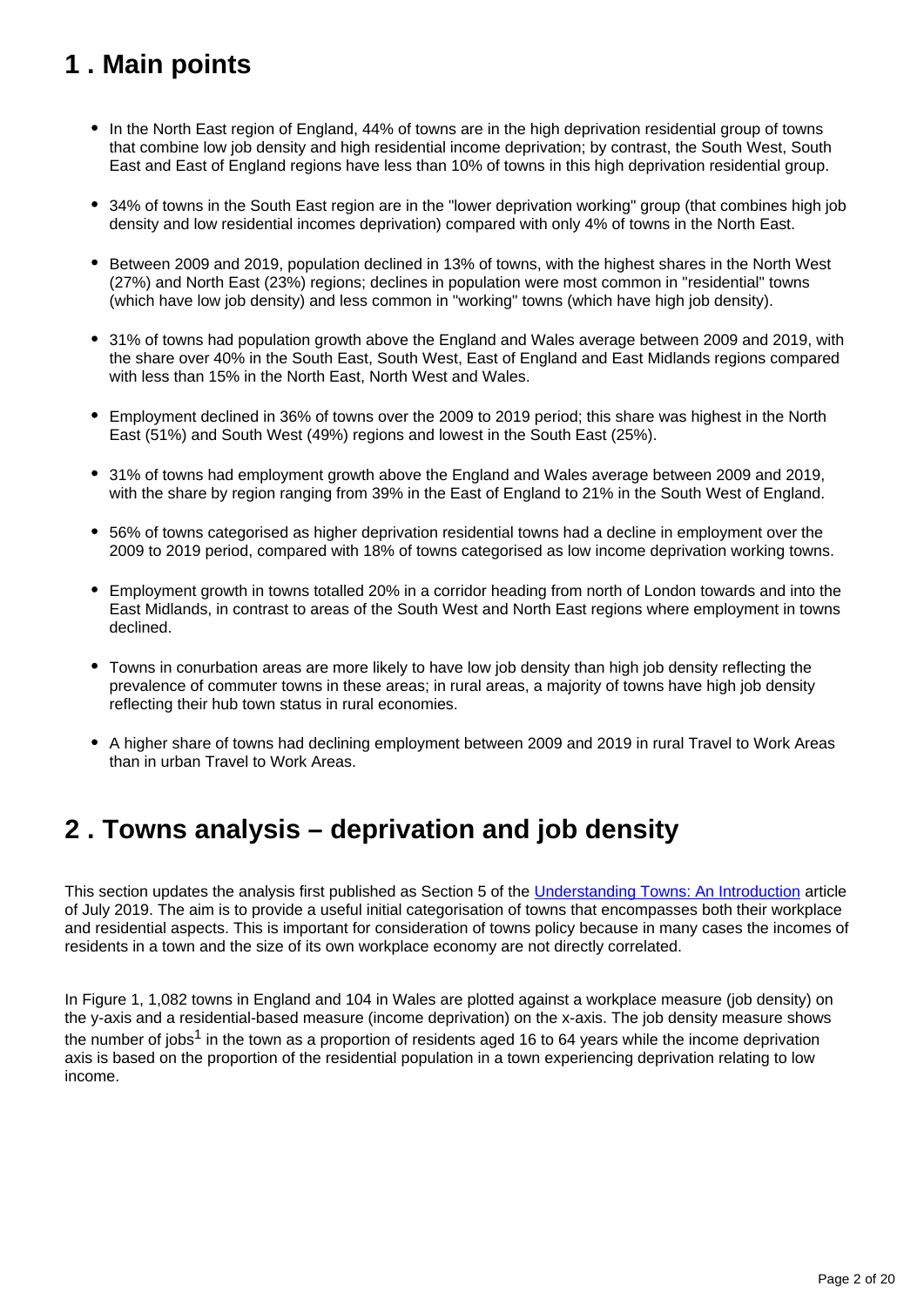## 1 . Main points

- In the North East region of England, 44% of towns are in the high deprivation residential group of towns that combine low job density and high residential income deprivation; by contrast, the South West, South East and East of England regions have less than 10% of towns in this high deprivation residential group.
- 34% of towns in the South East region are in the "lower deprivation working" group (that combines high job density and low residential incomes deprivation) compared with only 4% of towns in the North East.
- Between 2009 and 2019, population declined in 13% of towns, with the highest shares in the North West (27%) and North East (23%) regions; declines in population were most common in "residential" towns (which have low job density) and less common in "working" towns (which have high job density).
- 31% of towns had population growth above the England and Wales average between 2009 and 2019, with the share over 40% in the South East, South West, East of England and East Midlands regions compared with less than 15% in the North East, North West and Wales.
- Employment declined in 36% of towns over the 2009 to 2019 period; this share was highest in the North East (51%) and South West (49%) regions and lowest in the South East (25%).
- 31% of towns had employment growth above the England and Wales average between 2009 and 2019, with the share by region ranging from 39% in the East of England to 21% in the South West of England.
- 56% of towns categorised as higher deprivation residential towns had a decline in employment over the 2009 to 2019 period, compared with 18% of towns categorised as low income deprivation working towns.
- Employment growth in towns totalled 20% in a corridor heading from north of London towards and into the East Midlands, in contrast to areas of the South West and North East regions where employment in towns declined.
- Towns in conurbation areas are more likely to have low job density than high job density reflecting the prevalence of commuter towns in these areas; in rural areas, a majority of towns have high job density reflecting their hub town status in rural economies.
- A higher share of towns had declining employment between 2009 and 2019 in rural Travel to Work Areas than in urban Travel to Work Areas.

## 2 . Towns analysis – deprivation and job density

This section updates the analysis first published as Section 5 of the Understanding Towns: An Introduction article of July 2019. The aim is to provide a useful initial categorisation of towns that encompasses both their workplace and residential aspects. This is important for consideration of towns policy because in many cases the incomes of residents in a town and the size of its own workplace economy are not directly correlated.

In Figure 1, 1,082 towns in England and 104 in Wales are plotted against a workplace measure (job density) on the y-axis and a residential-based measure (income deprivation) on the x-axis. The job density measure shows the number of jobs[1] in the town as a proportion of residents aged 16 to 64 years while the income deprivation axis is based on the proportion of the residential population in a town experiencing deprivation relating to low income.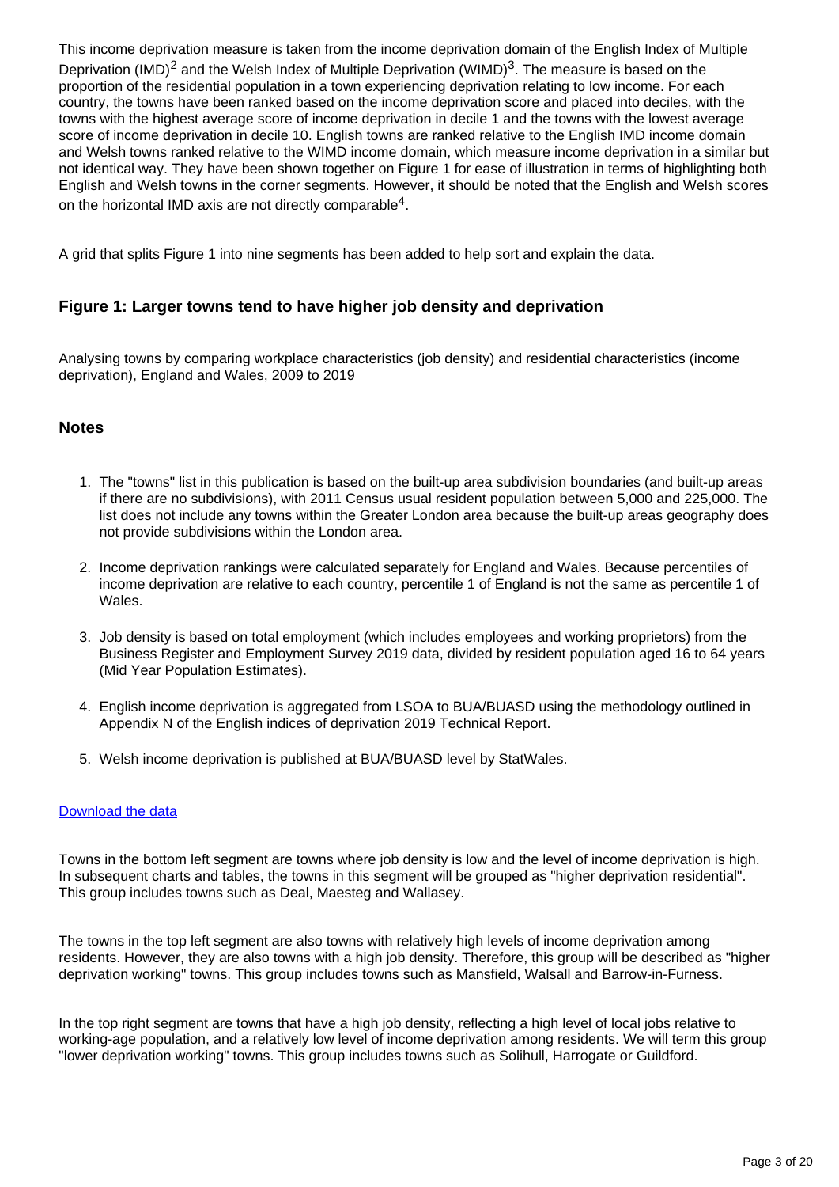This income deprivation measure is taken from the income deprivation domain of the English Index of Multiple Deprivation (IMD)[2] and the Welsh Index of Multiple Deprivation (WIMD)[3]. The measure is based on the proportion of the residential population in a town experiencing deprivation relating to low income. For each country, the towns have been ranked based on the income deprivation score and placed into deciles, with the towns with the highest average score of income deprivation in decile 1 and the towns with the lowest average score of income deprivation in decile 10. English towns are ranked relative to the English IMD income domain and Welsh towns ranked relative to the WIMD income domain, which measure income deprivation in a similar but not identical way. They have been shown together on Figure 1 for ease of illustration in terms of highlighting both English and Welsh towns in the corner segments. However, it should be noted that the English and Welsh scores on the horizontal IMD axis are not directly comparable[4].

A grid that splits Figure 1 into nine segments has been added to help sort and explain the data.

### Figure 1: Larger towns tend to have higher job density and deprivation

Analysing towns by comparing workplace characteristics (job density) and residential characteristics (income deprivation), England and Wales, 2009 to 2019

### Notes

1. The "towns" list in this publication is based on the built-up area subdivision boundaries (and built-up areas if there are no subdivisions), with 2011 Census usual resident population between 5,000 and 225,000. The list does not include any towns within the Greater London area because the built-up areas geography does not provide subdivisions within the London area.
2. Income deprivation rankings were calculated separately for England and Wales. Because percentiles of income deprivation are relative to each country, percentile 1 of England is not the same as percentile 1 of Wales.
3. Job density is based on total employment (which includes employees and working proprietors) from the Business Register and Employment Survey 2019 data, divided by resident population aged 16 to 64 years (Mid Year Population Estimates).
4. English income deprivation is aggregated from LSOA to BUA/BUASD using the methodology outlined in Appendix N of the English indices of deprivation 2019 Technical Report.
5. Welsh income deprivation is published at BUA/BUASD level by StatWales.

Download the data

Towns in the bottom left segment are towns where job density is low and the level of income deprivation is high. In subsequent charts and tables, the towns in this segment will be grouped as "higher deprivation residential". This group includes towns such as Deal, Maesteg and Wallasey.

The towns in the top left segment are also towns with relatively high levels of income deprivation among residents. However, they are also towns with a high job density. Therefore, this group will be described as "higher deprivation working" towns. This group includes towns such as Mansfield, Walsall and Barrow-in-Furness.

In the top right segment are towns that have a high job density, reflecting a high level of local jobs relative to working-age population, and a relatively low level of income deprivation among residents. We will term this group "lower deprivation working" towns. This group includes towns such as Solihull, Harrogate or Guildford.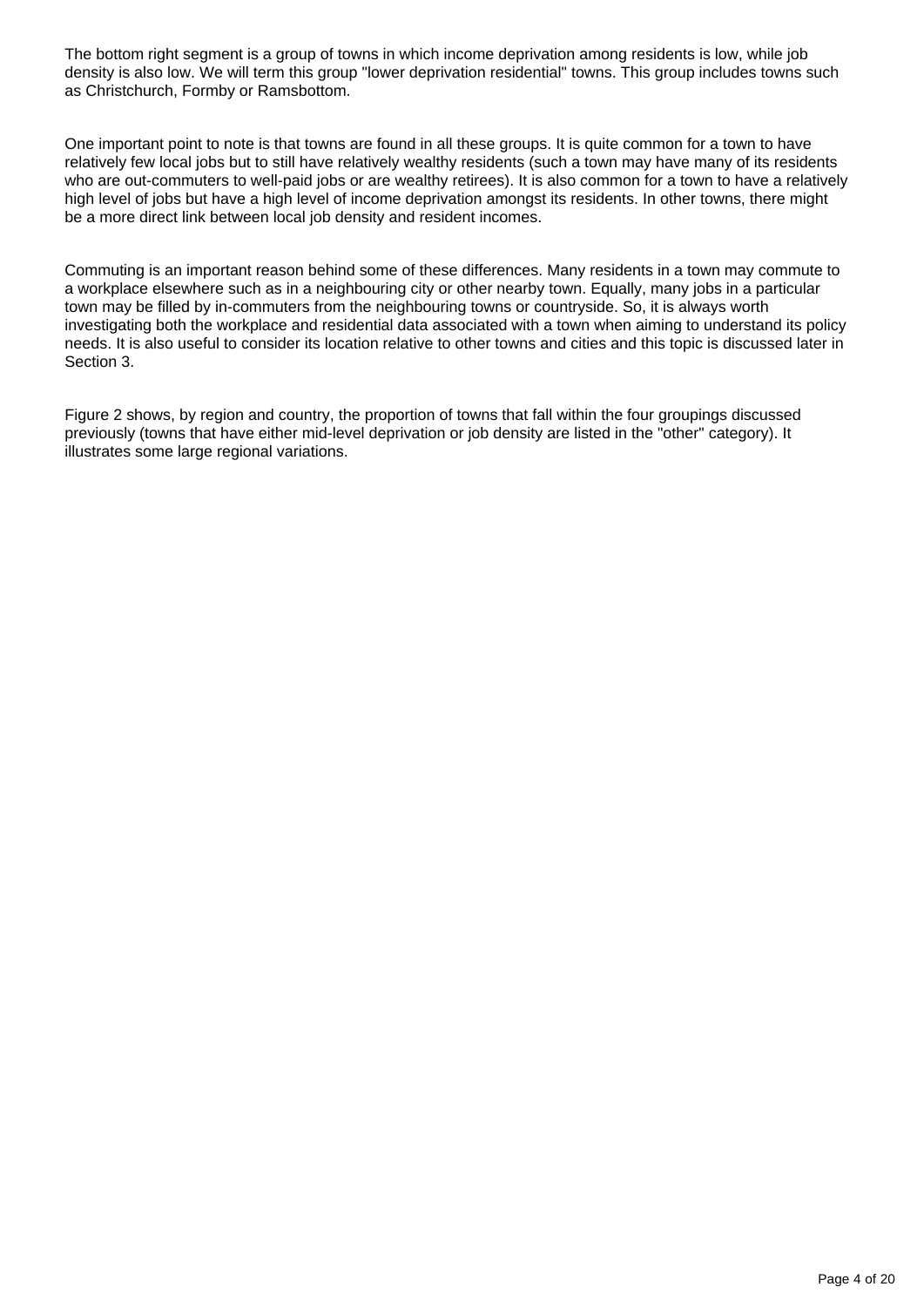The bottom right segment is a group of towns in which income deprivation among residents is low, while job density is also low. We will term this group "lower deprivation residential" towns. This group includes towns such as Christchurch, Formby or Ramsbottom.

One important point to note is that towns are found in all these groups. It is quite common for a town to have relatively few local jobs but to still have relatively wealthy residents (such a town may have many of its residents who are out-commuters to well-paid jobs or are wealthy retirees). It is also common for a town to have a relatively high level of jobs but have a high level of income deprivation amongst its residents. In other towns, there might be a more direct link between local job density and resident incomes.

Commuting is an important reason behind some of these differences. Many residents in a town may commute to a workplace elsewhere such as in a neighbouring city or other nearby town. Equally, many jobs in a particular town may be filled by in-commuters from the neighbouring towns or countryside. So, it is always worth investigating both the workplace and residential data associated with a town when aiming to understand its policy needs. It is also useful to consider its location relative to other towns and cities and this topic is discussed later in Section 3.

Figure 2 shows, by region and country, the proportion of towns that fall within the four groupings discussed previously (towns that have either mid-level deprivation or job density are listed in the "other" category). It illustrates some large regional variations.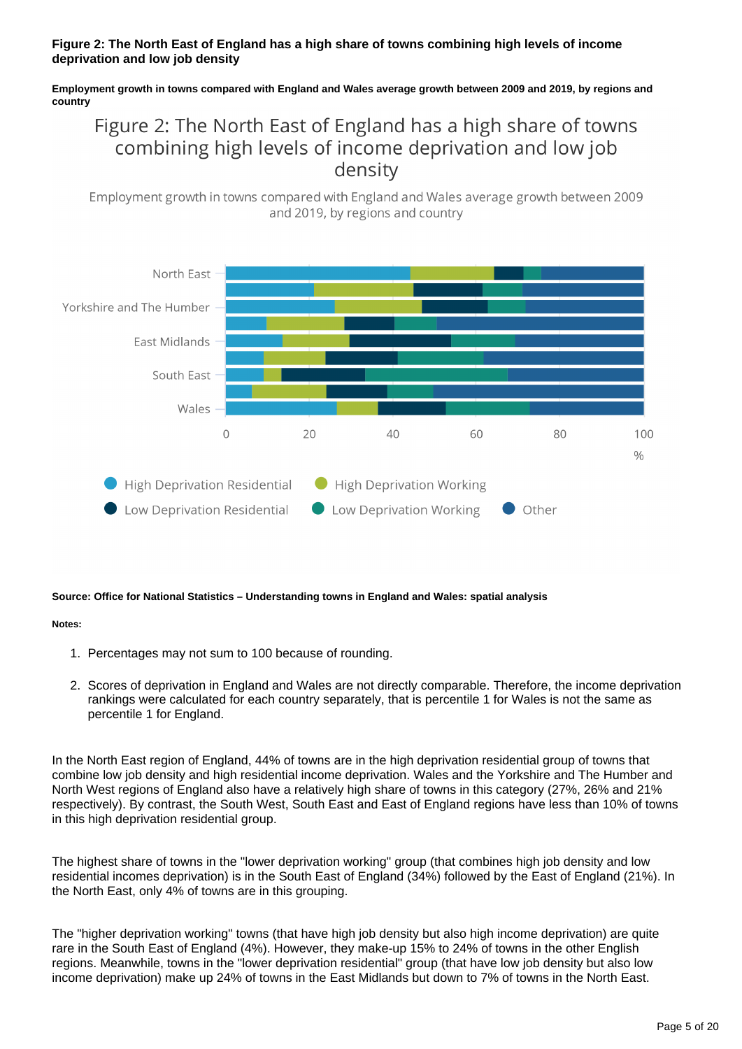**Figure 2: The North East of England has a high share of towns combining high levels of income deprivation and low job density**

**Employment growth in towns compared with England and Wales average growth between 2009 and 2019, by regions and country**

**Source: Office for National Statistics – Understanding towns in England and Wales: spatial analysis**

**Notes:**

1. Percentages may not sum to 100 because of rounding.
2. Scores of deprivation in England and Wales are not directly comparable. Therefore, the income deprivation rankings were calculated for each country separately, that is percentile 1 for Wales is not the same as percentile 1 for England.

In the North East region of England, 44% of towns are in the high deprivation residential group of towns that combine low job density and high residential income deprivation. Wales and the Yorkshire and The Humber and North West regions of England also have a relatively high share of towns in this category (27%, 26% and 21% respectively). By contrast, the South West, South East and East of England regions have less than 10% of towns in this high deprivation residential group.

The highest share of towns in the "lower deprivation working" group (that combines high job density and low residential incomes deprivation) is in the South East of England (34%) followed by the East of England (21%). In the North East, only 4% of towns are in this grouping.

The "higher deprivation working" towns (that have high job density but also high income deprivation) are quite rare in the South East of England (4%). However, they make-up 15% to 24% of towns in the other English regions. Meanwhile, towns in the "lower deprivation residential" group (that have low job density but also low income deprivation) make up 24% of towns in the East Midlands but down to 7% of towns in the North East.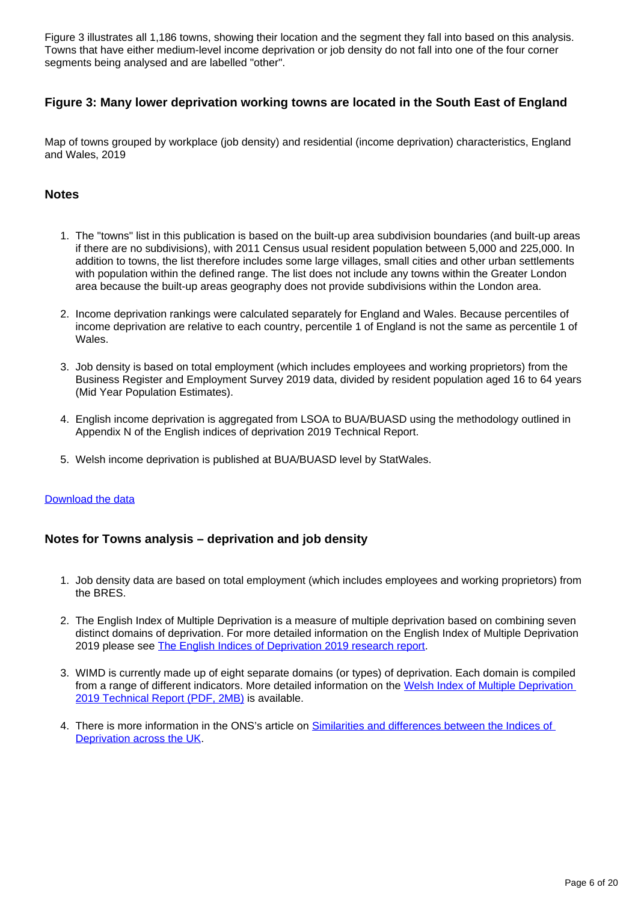Figure 3 illustrates all 1,186 towns, showing their location and the segment they fall into based on this analysis. Towns that have either medium-level income deprivation or job density do not fall into one of the four corner segments being analysed and are labelled "other".

### Figure 3: Many lower deprivation working towns are located in the South East of England

Map of towns grouped by workplace (job density) and residential (income deprivation) characteristics, England and Wales, 2019

#### Notes

1. The "towns" list in this publication is based on the built-up area subdivision boundaries (and built-up areas if there are no subdivisions), with 2011 Census usual resident population between 5,000 and 225,000. In addition to towns, the list therefore includes some large villages, small cities and other urban settlements with population within the defined range. The list does not include any towns within the Greater London area because the built-up areas geography does not provide subdivisions within the London area.
2. Income deprivation rankings were calculated separately for England and Wales. Because percentiles of income deprivation are relative to each country, percentile 1 of England is not the same as percentile 1 of Wales.
3. Job density is based on total employment (which includes employees and working proprietors) from the Business Register and Employment Survey 2019 data, divided by resident population aged 16 to 64 years (Mid Year Population Estimates).
4. English income deprivation is aggregated from LSOA to BUA/BUASD using the methodology outlined in Appendix N of the English indices of deprivation 2019 Technical Report.
5. Welsh income deprivation is published at BUA/BUASD level by StatWales.

Download the data

### Notes for Towns analysis – deprivation and job density

1. Job density data are based on total employment (which includes employees and working proprietors) from the BRES.
2. The English Index of Multiple Deprivation is a measure of multiple deprivation based on combining seven distinct domains of deprivation. For more detailed information on the English Index of Multiple Deprivation 2019 please see The English Indices of Deprivation 2019 research report.
3. WIMD is currently made up of eight separate domains (or types) of deprivation. Each domain is compiled from a range of different indicators. More detailed information on the Welsh Index of Multiple Deprivation 2019 Technical Report (PDF, 2MB) is available.
4. There is more information in the ONS's article on Similarities and differences between the Indices of Deprivation across the UK.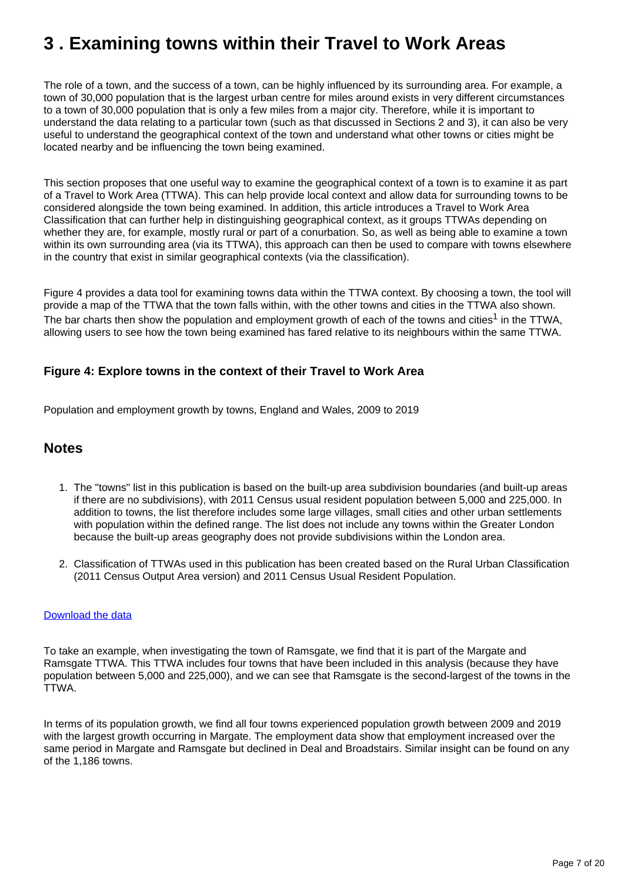# 3 . Examining towns within their Travel to Work Areas

The role of a town, and the success of a town, can be highly influenced by its surrounding area. For example, a town of 30,000 population that is the largest urban centre for miles around exists in very different circumstances to a town of 30,000 population that is only a few miles from a major city. Therefore, while it is important to understand the data relating to a particular town (such as that discussed in Sections 2 and 3), it can also be very useful to understand the geographical context of the town and understand what other towns or cities might be located nearby and be influencing the town being examined.

This section proposes that one useful way to examine the geographical context of a town is to examine it as part of a Travel to Work Area (TTWA). This can help provide local context and allow data for surrounding towns to be considered alongside the town being examined. In addition, this article introduces a Travel to Work Area Classification that can further help in distinguishing geographical context, as it groups TTWAs depending on whether they are, for example, mostly rural or part of a conurbation. So, as well as being able to examine a town within its own surrounding area (via its TTWA), this approach can then be used to compare with towns elsewhere in the country that exist in similar geographical contexts (via the classification).

Figure 4 provides a data tool for examining towns data within the TTWA context. By choosing a town, the tool will provide a map of the TTWA that the town falls within, with the other towns and cities in the TTWA also shown. The bar charts then show the population and employment growth of each of the towns and cities[1] in the TTWA, allowing users to see how the town being examined has fared relative to its neighbours within the same TTWA.

### Figure 4: Explore towns in the context of their Travel to Work Area

Population and employment growth by towns, England and Wales, 2009 to 2019

## Notes

1. The "towns" list in this publication is based on the built-up area subdivision boundaries (and built-up areas if there are no subdivisions), with 2011 Census usual resident population between 5,000 and 225,000. In addition to towns, the list therefore includes some large villages, small cities and other urban settlements with population within the defined range. The list does not include any towns within the Greater London because the built-up areas geography does not provide subdivisions within the London area.
2. Classification of TTWAs used in this publication has been created based on the Rural Urban Classification (2011 Census Output Area version) and 2011 Census Usual Resident Population.

[Download the data]

To take an example, when investigating the town of Ramsgate, we find that it is part of the Margate and Ramsgate TTWA. This TTWA includes four towns that have been included in this analysis (because they have population between 5,000 and 225,000), and we can see that Ramsgate is the second-largest of the towns in the TTWA.

In terms of its population growth, we find all four towns experienced population growth between 2009 and 2019 with the largest growth occurring in Margate. The employment data show that employment increased over the same period in Margate and Ramsgate but declined in Deal and Broadstairs. Similar insight can be found on any of the 1,186 towns.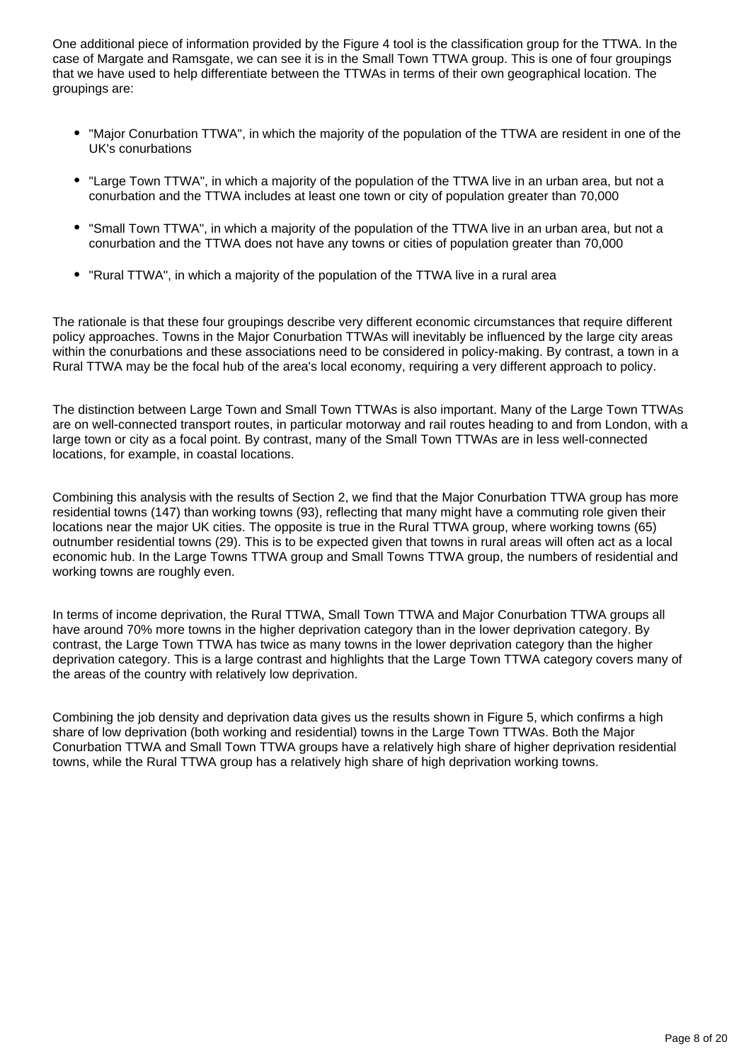One additional piece of information provided by the Figure 4 tool is the classification group for the TTWA. In the case of Margate and Ramsgate, we can see it is in the Small Town TTWA group. This is one of four groupings that we have used to help differentiate between the TTWAs in terms of their own geographical location. The groupings are:

- "Major Conurbation TTWA", in which the majority of the population of the TTWA are resident in one of the UK's conurbations
- "Large Town TTWA", in which a majority of the population of the TTWA live in an urban area, but not a conurbation and the TTWA includes at least one town or city of population greater than 70,000
- "Small Town TTWA", in which a majority of the population of the TTWA live in an urban area, but not a conurbation and the TTWA does not have any towns or cities of population greater than 70,000
- "Rural TTWA", in which a majority of the population of the TTWA live in a rural area

The rationale is that these four groupings describe very different economic circumstances that require different policy approaches. Towns in the Major Conurbation TTWAs will inevitably be influenced by the large city areas within the conurbations and these associations need to be considered in policy-making. By contrast, a town in a Rural TTWA may be the focal hub of the area's local economy, requiring a very different approach to policy.

The distinction between Large Town and Small Town TTWAs is also important. Many of the Large Town TTWAs are on well-connected transport routes, in particular motorway and rail routes heading to and from London, with a large town or city as a focal point. By contrast, many of the Small Town TTWAs are in less well-connected locations, for example, in coastal locations.

Combining this analysis with the results of Section 2, we find that the Major Conurbation TTWA group has more residential towns (147) than working towns (93), reflecting that many might have a commuting role given their locations near the major UK cities. The opposite is true in the Rural TTWA group, where working towns (65) outnumber residential towns (29). This is to be expected given that towns in rural areas will often act as a local economic hub. In the Large Towns TTWA group and Small Towns TTWA group, the numbers of residential and working towns are roughly even.

In terms of income deprivation, the Rural TTWA, Small Town TTWA and Major Conurbation TTWA groups all have around 70% more towns in the higher deprivation category than in the lower deprivation category. By contrast, the Large Town TTWA has twice as many towns in the lower deprivation category than the higher deprivation category. This is a large contrast and highlights that the Large Town TTWA category covers many of the areas of the country with relatively low deprivation.

Combining the job density and deprivation data gives us the results shown in Figure 5, which confirms a high share of low deprivation (both working and residential) towns in the Large Town TTWAs. Both the Major Conurbation TTWA and Small Town TTWA groups have a relatively high share of higher deprivation residential towns, while the Rural TTWA group has a relatively high share of high deprivation working towns.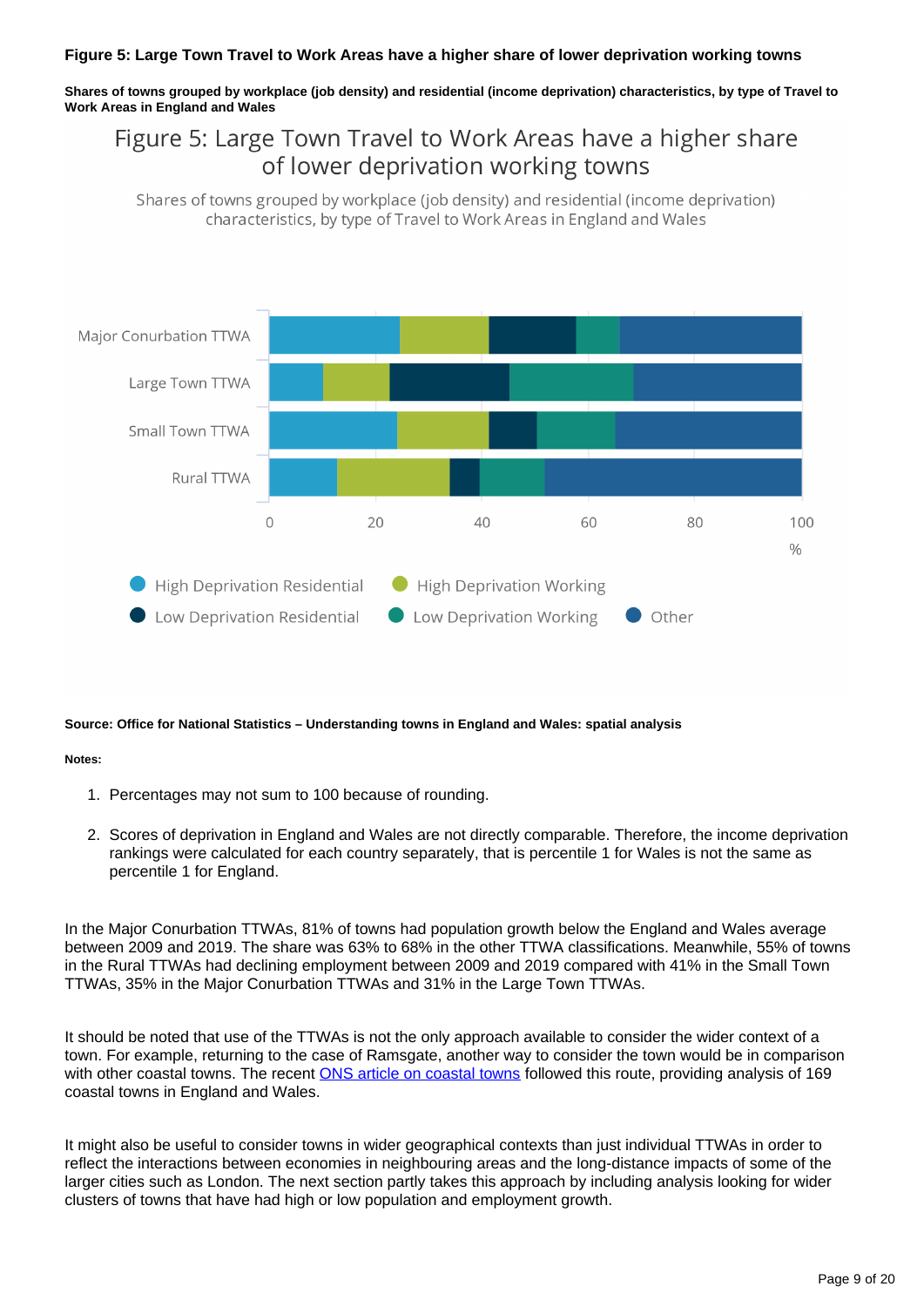**Figure 5: Large Town Travel to Work Areas have a higher share of lower deprivation working towns**

**Shares of towns grouped by workplace (job density) and residential (income deprivation) characteristics, by type of Travel to Work Areas in England and Wales**

**Source: Office for National Statistics – Understanding towns in England and Wales: spatial analysis**

**Notes:**

1. Percentages may not sum to 100 because of rounding.
2. Scores of deprivation in England and Wales are not directly comparable. Therefore, the income deprivation rankings were calculated for each country separately, that is percentile 1 for Wales is not the same as percentile 1 for England.

In the Major Conurbation TTWAs, 81% of towns had population growth below the England and Wales average between 2009 and 2019. The share was 63% to 68% in the other TTWA classifications. Meanwhile, 55% of towns in the Rural TTWAs had declining employment between 2009 and 2019 compared with 41% in the Small Town TTWAs, 35% in the Major Conurbation TTWAs and 31% in the Large Town TTWAs.

It should be noted that use of the TTWAs is not the only approach available to consider the wider context of a town. For example, returning to the case of Ramsgate, another way to consider the town would be in comparison with other coastal towns. The recent ONS article on coastal towns followed this route, providing analysis of 169 coastal towns in England and Wales.

It might also be useful to consider towns in wider geographical contexts than just individual TTWAs in order to reflect the interactions between economies in neighbouring areas and the long-distance impacts of some of the larger cities such as London. The next section partly takes this approach by including analysis looking for wider clusters of towns that have had high or low population and employment growth.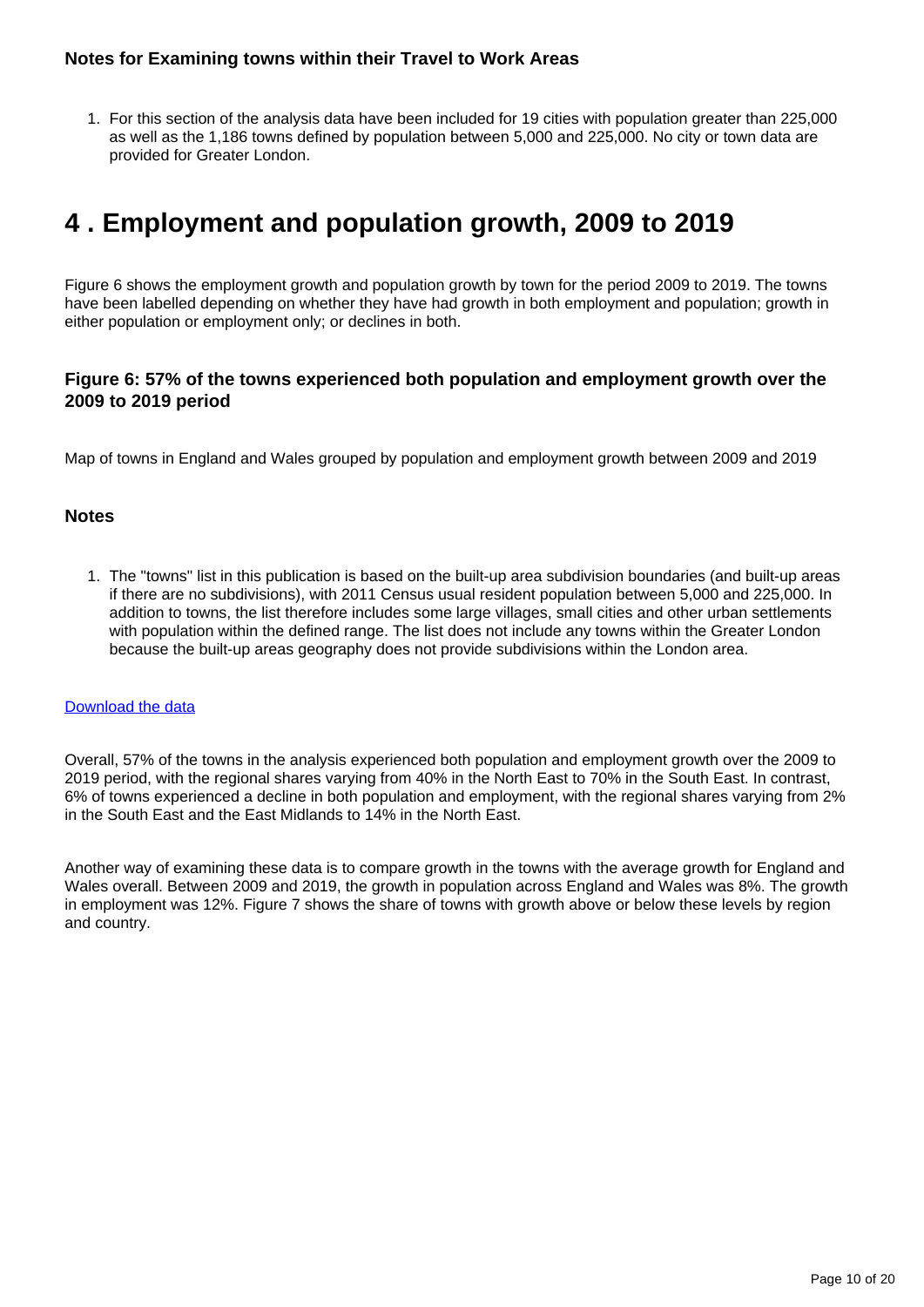### Notes for Examining towns within their Travel to Work Areas

1. For this section of the analysis data have been included for 19 cities with population greater than 225,000 as well as the 1,186 towns defined by population between 5,000 and 225,000. No city or town data are provided for Greater London.

## 4 . Employment and population growth, 2009 to 2019

Figure 6 shows the employment growth and population growth by town for the period 2009 to 2019. The towns have been labelled depending on whether they have had growth in both employment and population; growth in either population or employment only; or declines in both.

### Figure 6: 57% of the towns experienced both population and employment growth over the 2009 to 2019 period

Map of towns in England and Wales grouped by population and employment growth between 2009 and 2019

### Notes

1. The "towns" list in this publication is based on the built-up area subdivision boundaries (and built-up areas if there are no subdivisions), with 2011 Census usual resident population between 5,000 and 225,000. In addition to towns, the list therefore includes some large villages, small cities and other urban settlements with population within the defined range. The list does not include any towns within the Greater London because the built-up areas geography does not provide subdivisions within the London area.

Download the data

Overall, 57% of the towns in the analysis experienced both population and employment growth over the 2009 to 2019 period, with the regional shares varying from 40% in the North East to 70% in the South East. In contrast, 6% of towns experienced a decline in both population and employment, with the regional shares varying from 2% in the South East and the East Midlands to 14% in the North East.

Another way of examining these data is to compare growth in the towns with the average growth for England and Wales overall. Between 2009 and 2019, the growth in population across England and Wales was 8%. The growth in employment was 12%. Figure 7 shows the share of towns with growth above or below these levels by region and country.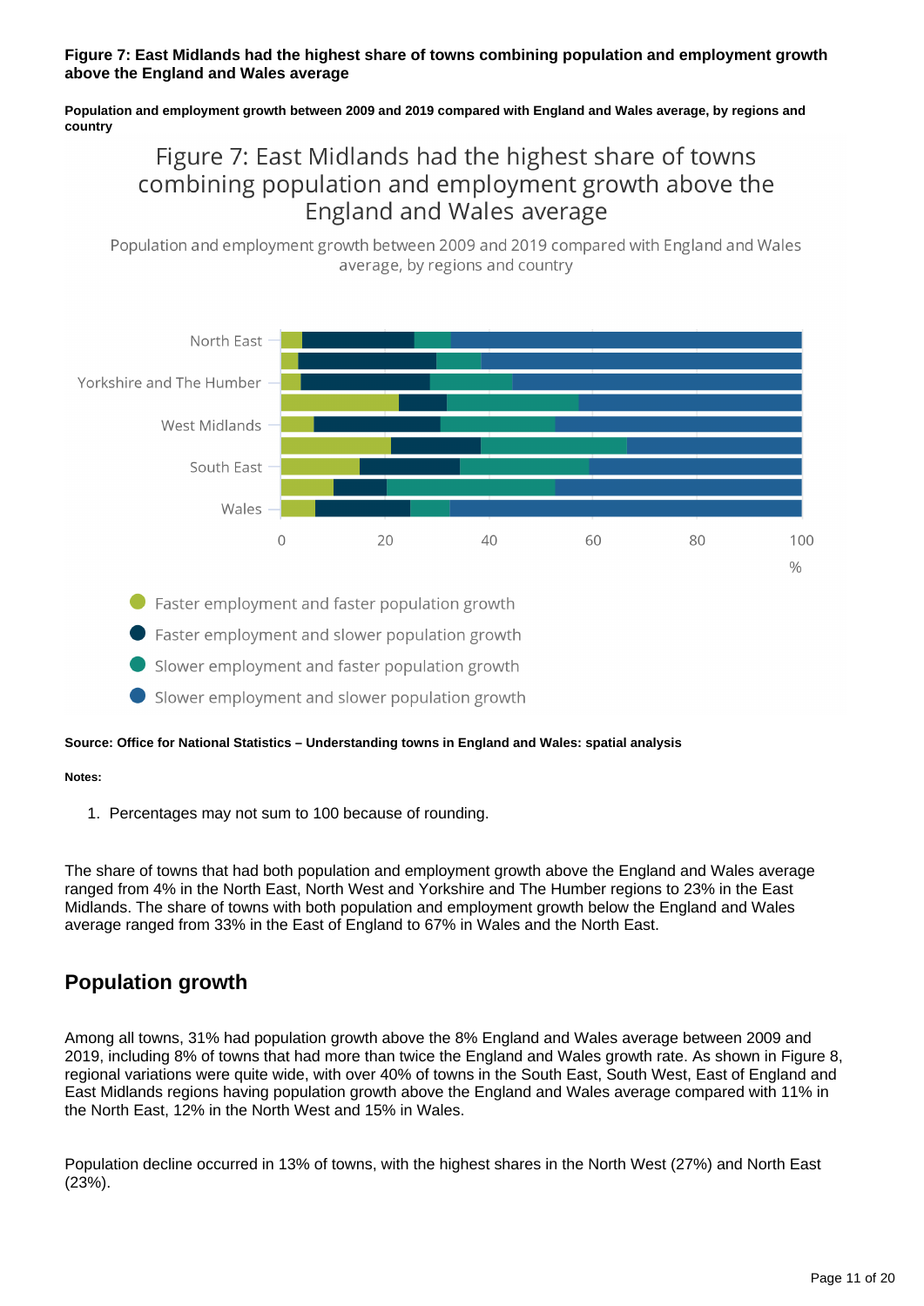**Figure 7: East Midlands had the highest share of towns combining population and employment growth above the England and Wales average**

**Population and employment growth between 2009 and 2019 compared with England and Wales average, by regions and country**

Figure 7: East Midlands had the highest share of towns combining population and employment growth above the England and Wales average

Population and employment growth between 2009 and 2019 compared with England and Wales average, by regions and country

North East, Yorkshire and The Humber, West Midlands, South East, Wales

0, 20, 40, 60, 80, 100 %

- Faster employment and faster population growth
- Faster employment and slower population growth
- Slower employment and faster population growth
- Slower employment and slower population growth

**Source: Office for National Statistics – Understanding towns in England and Wales: spatial analysis**

**Notes:**

1. Percentages may not sum to 100 because of rounding.

The share of towns that had both population and employment growth above the England and Wales average ranged from 4% in the North East, North West and Yorkshire and The Humber regions to 23% in the East Midlands. The share of towns with both population and employment growth below the England and Wales average ranged from 33% in the East of England to 67% in Wales and the North East.

## Population growth

Among all towns, 31% had population growth above the 8% England and Wales average between 2009 and 2019, including 8% of towns that had more than twice the England and Wales growth rate. As shown in Figure 8, regional variations were quite wide, with over 40% of towns in the South East, South West, East of England and East Midlands regions having population growth above the England and Wales average compared with 11% in the North East, 12% in the North West and 15% in Wales.

Population decline occurred in 13% of towns, with the highest shares in the North West (27%) and North East (23%).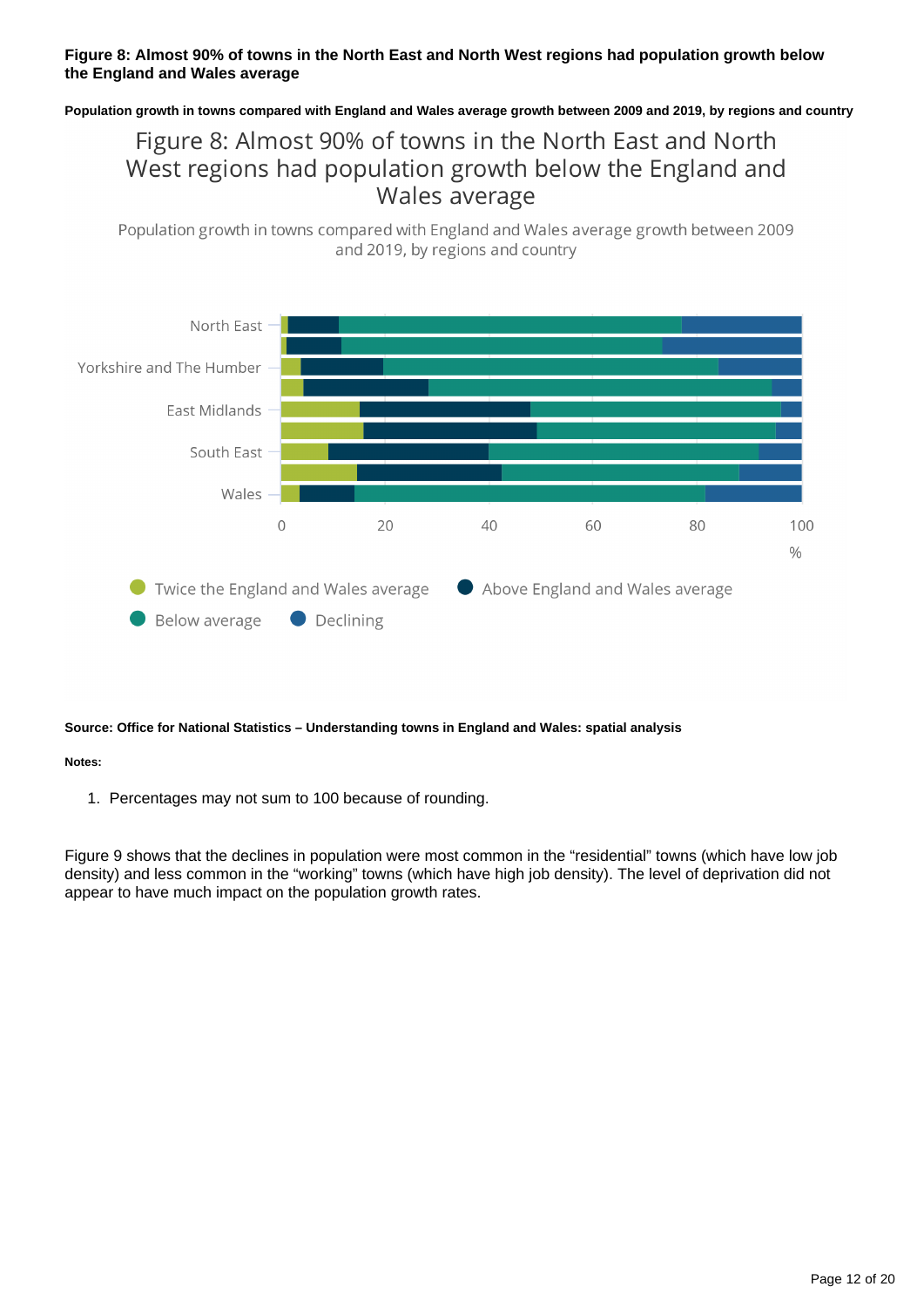**Figure 8: Almost 90% of towns in the North East and North West regions had population growth below the England and Wales average**

**Population growth in towns compared with England and Wales average growth between 2009 and 2019, by regions and country**

Figure 8: Almost 90% of towns in the North East and North West regions had population growth below the England and Wales average

Population growth in towns compared with England and Wales average growth between 2009 and 2019, by regions and country

North East

Yorkshire and The Humber

East Midlands

South East

Wales

0 20 40 60 80 100

%

Twice the England and Wales average  Above England and Wales average

Below average  Declining

**Source: Office for National Statistics – Understanding towns in England and Wales: spatial analysis**

**Notes:**

1. Percentages may not sum to 100 because of rounding.

Figure 9 shows that the declines in population were most common in the "residential" towns (which have low job density) and less common in the "working" towns (which have high job density). The level of deprivation did not appear to have much impact on the population growth rates.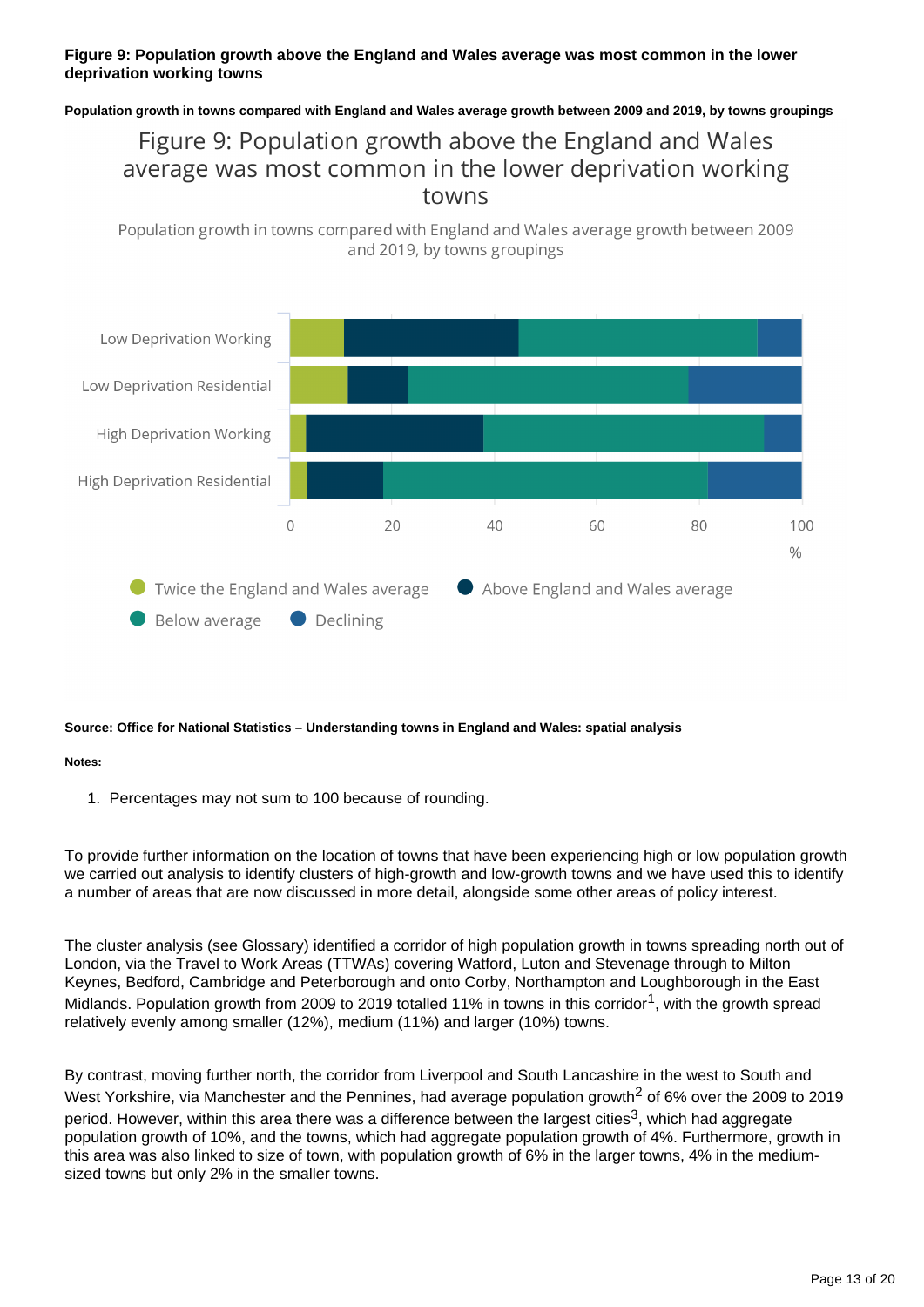**Figure 9: Population growth above the England and Wales average was most common in the lower deprivation working towns**

**Population growth in towns compared with England and Wales average growth between 2009 and 2019, by towns groupings**

Figure 9: Population growth above the England and Wales average was most common in the lower deprivation working towns

Population growth in towns compared with England and Wales average growth between 2009 and 2019, by towns groupings

Low Deprivation Working

Low Deprivation Residential

High Deprivation Working

High Deprivation Residential

0 20 40 60 80 100

%

Twice the England and Wales average | Above England and Wales average | Below average | Declining

**Source: Office for National Statistics – Understanding towns in England and Wales: spatial analysis**

**Notes:**

1. Percentages may not sum to 100 because of rounding.

To provide further information on the location of towns that have been experiencing high or low population growth we carried out analysis to identify clusters of high-growth and low-growth towns and we have used this to identify a number of areas that are now discussed in more detail, alongside some other areas of policy interest.

The cluster analysis (see Glossary) identified a corridor of high population growth in towns spreading north out of London, via the Travel to Work Areas (TTWAs) covering Watford, Luton and Stevenage through to Milton Keynes, Bedford, Cambridge and Peterborough and onto Corby, Northampton and Loughborough in the East Midlands. Population growth from 2009 to 2019 totalled 11% in towns in this corridor[1], with the growth spread relatively evenly among smaller (12%), medium (11%) and larger (10%) towns.

By contrast, moving further north, the corridor from Liverpool and South Lancashire in the west to South and West Yorkshire, via Manchester and the Pennines, had average population growth[2] of 6% over the 2009 to 2019 period. However, within this area there was a difference between the largest cities[3], which had aggregate population growth of 10%, and the towns, which had aggregate population growth of 4%. Furthermore, growth in this area was also linked to size of town, with population growth of 6% in the larger towns, 4% in the medium-sized towns but only 2% in the smaller towns.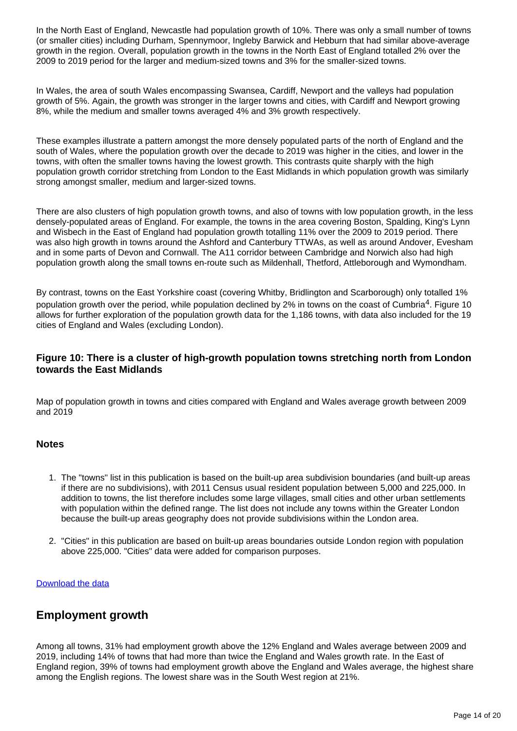In the North East of England, Newcastle had population growth of 10%. There was only a small number of towns (or smaller cities) including Durham, Spennymoor, Ingleby Barwick and Hebburn that had similar above-average growth in the region. Overall, population growth in the towns in the North East of England totalled 2% over the 2009 to 2019 period for the larger and medium-sized towns and 3% for the smaller-sized towns.

In Wales, the area of south Wales encompassing Swansea, Cardiff, Newport and the valleys had population growth of 5%. Again, the growth was stronger in the larger towns and cities, with Cardiff and Newport growing 8%, while the medium and smaller towns averaged 4% and 3% growth respectively.

These examples illustrate a pattern amongst the more densely populated parts of the north of England and the south of Wales, where the population growth over the decade to 2019 was higher in the cities, and lower in the towns, with often the smaller towns having the lowest growth. This contrasts quite sharply with the high population growth corridor stretching from London to the East Midlands in which population growth was similarly strong amongst smaller, medium and larger-sized towns.

There are also clusters of high population growth towns, and also of towns with low population growth, in the less densely-populated areas of England. For example, the towns in the area covering Boston, Spalding, King's Lynn and Wisbech in the East of England had population growth totalling 11% over the 2009 to 2019 period. There was also high growth in towns around the Ashford and Canterbury TTWAs, as well as around Andover, Evesham and in some parts of Devon and Cornwall. The A11 corridor between Cambridge and Norwich also had high population growth along the small towns en-route such as Mildenhall, Thetford, Attleborough and Wymondham.

By contrast, towns on the East Yorkshire coast (covering Whitby, Bridlington and Scarborough) only totalled 1% population growth over the period, while population declined by 2% in towns on the coast of Cumbria[4]. Figure 10 allows for further exploration of the population growth data for the 1,186 towns, with data also included for the 19 cities of England and Wales (excluding London).

### Figure 10: There is a cluster of high-growth population towns stretching north from London towards the East Midlands

Map of population growth in towns and cities compared with England and Wales average growth between 2009 and 2019

#### Notes

1. The "towns" list in this publication is based on the built-up area subdivision boundaries (and built-up areas if there are no subdivisions), with 2011 Census usual resident population between 5,000 and 225,000. In addition to towns, the list therefore includes some large villages, small cities and other urban settlements with population within the defined range. The list does not include any towns within the Greater London because the built-up areas geography does not provide subdivisions within the London area.
2. "Cities" in this publication are based on built-up areas boundaries outside London region with population above 225,000. "Cities" data were added for comparison purposes.

Download the data

## Employment growth

Among all towns, 31% had employment growth above the 12% England and Wales average between 2009 and 2019, including 14% of towns that had more than twice the England and Wales growth rate. In the East of England region, 39% of towns had employment growth above the England and Wales average, the highest share among the English regions. The lowest share was in the South West region at 21%.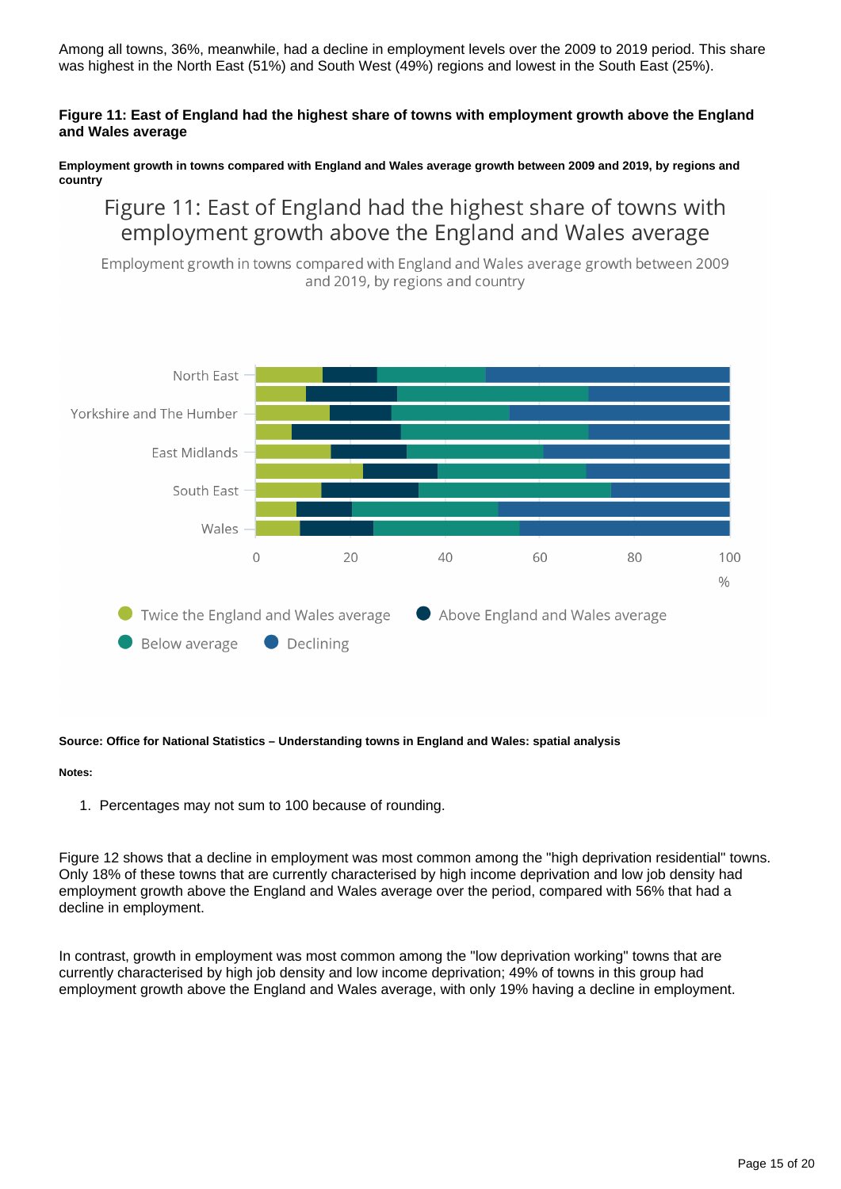Among all towns, 36%, meanwhile, had a decline in employment levels over the 2009 to 2019 period. This share was highest in the North East (51%) and South West (49%) regions and lowest in the South East (25%).

### Figure 11: East of England had the highest share of towns with employment growth above the England and Wales average

**Employment growth in towns compared with England and Wales average growth between 2009 and 2019, by regions and country**

Figure 11: East of England had the highest share of towns with employment growth above the England and Wales average

Employment growth in towns compared with England and Wales average growth between 2009 and 2019, by regions and country

**Source: Office for National Statistics – Understanding towns in England and Wales: spatial analysis**

**Notes:**

1. Percentages may not sum to 100 because of rounding.

Figure 12 shows that a decline in employment was most common among the "high deprivation residential" towns. Only 18% of these towns that are currently characterised by high income deprivation and low job density had employment growth above the England and Wales average over the period, compared with 56% that had a decline in employment.

In contrast, growth in employment was most common among the "low deprivation working" towns that are currently characterised by high job density and low income deprivation; 49% of towns in this group had employment growth above the England and Wales average, with only 19% having a decline in employment.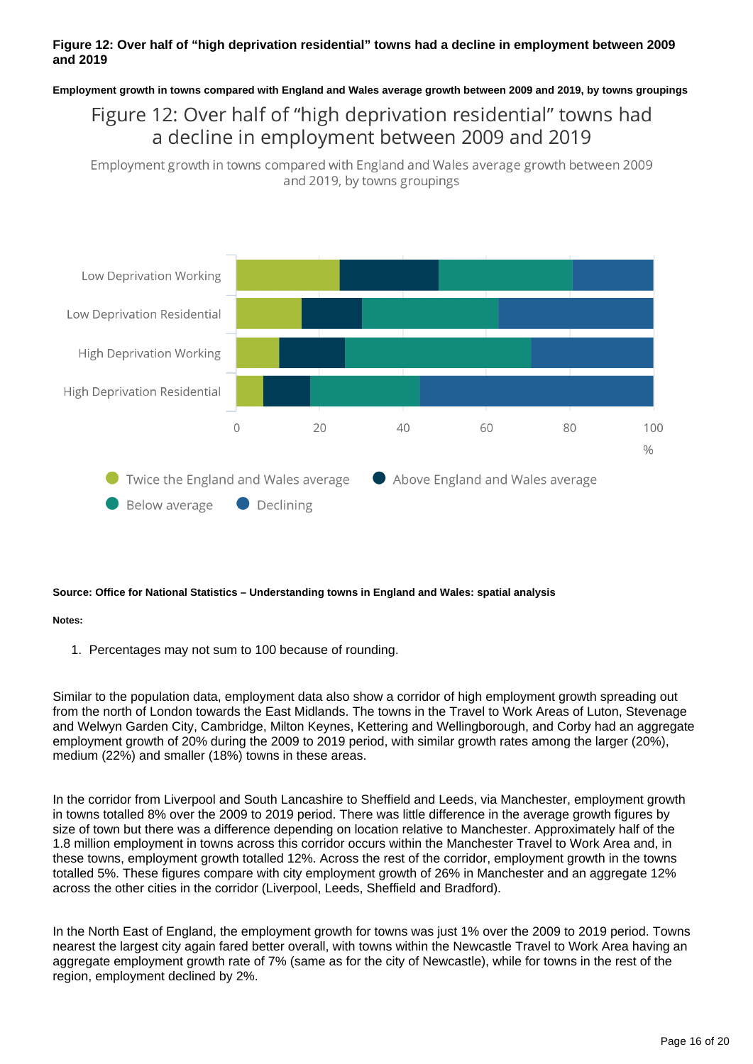**Figure 12: Over half of "high deprivation residential" towns had a decline in employment between 2009 and 2019**

**Employment growth in towns compared with England and Wales average growth between 2009 and 2019, by towns groupings**

**Source: Office for National Statistics – Understanding towns in England and Wales: spatial analysis**

**Notes:**

1. Percentages may not sum to 100 because of rounding.

Similar to the population data, employment data also show a corridor of high employment growth spreading out from the north of London towards the East Midlands. The towns in the Travel to Work Areas of Luton, Stevenage and Welwyn Garden City, Cambridge, Milton Keynes, Kettering and Wellingborough, and Corby had an aggregate employment growth of 20% during the 2009 to 2019 period, with similar growth rates among the larger (20%), medium (22%) and smaller (18%) towns in these areas.

In the corridor from Liverpool and South Lancashire to Sheffield and Leeds, via Manchester, employment growth in towns totalled 8% over the 2009 to 2019 period. There was little difference in the average growth figures by size of town but there was a difference depending on location relative to Manchester. Approximately half of the 1.8 million employment in towns across this corridor occurs within the Manchester Travel to Work Area and, in these towns, employment growth totalled 12%. Across the rest of the corridor, employment growth in the towns totalled 5%. These figures compare with city employment growth of 26% in Manchester and an aggregate 12% across the other cities in the corridor (Liverpool, Leeds, Sheffield and Bradford).

In the North East of England, the employment growth for towns was just 1% over the 2009 to 2019 period. Towns nearest the largest city again fared better overall, with towns within the Newcastle Travel to Work Area having an aggregate employment growth rate of 7% (same as for the city of Newcastle), while for towns in the rest of the region, employment declined by 2%.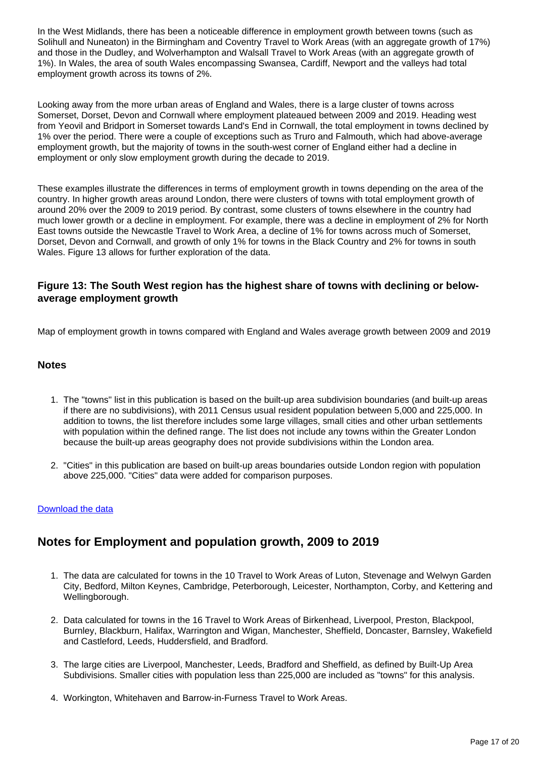In the West Midlands, there has been a noticeable difference in employment growth between towns (such as Solihull and Nuneaton) in the Birmingham and Coventry Travel to Work Areas (with an aggregate growth of 17%) and those in the Dudley, and Wolverhampton and Walsall Travel to Work Areas (with an aggregate growth of 1%). In Wales, the area of south Wales encompassing Swansea, Cardiff, Newport and the valleys had total employment growth across its towns of 2%.

Looking away from the more urban areas of England and Wales, there is a large cluster of towns across Somerset, Dorset, Devon and Cornwall where employment plateaued between 2009 and 2019. Heading west from Yeovil and Bridport in Somerset towards Land's End in Cornwall, the total employment in towns declined by 1% over the period. There were a couple of exceptions such as Truro and Falmouth, which had above-average employment growth, but the majority of towns in the south-west corner of England either had a decline in employment or only slow employment growth during the decade to 2019.

These examples illustrate the differences in terms of employment growth in towns depending on the area of the country. In higher growth areas around London, there were clusters of towns with total employment growth of around 20% over the 2009 to 2019 period. By contrast, some clusters of towns elsewhere in the country had much lower growth or a decline in employment. For example, there was a decline in employment of 2% for North East towns outside the Newcastle Travel to Work Area, a decline of 1% for towns across much of Somerset, Dorset, Devon and Cornwall, and growth of only 1% for towns in the Black Country and 2% for towns in south Wales. Figure 13 allows for further exploration of the data.

### Figure 13: The South West region has the highest share of towns with declining or below-average employment growth

Map of employment growth in towns compared with England and Wales average growth between 2009 and 2019

### Notes

1. The "towns" list in this publication is based on the built-up area subdivision boundaries (and built-up areas if there are no subdivisions), with 2011 Census usual resident population between 5,000 and 225,000. In addition to towns, the list therefore includes some large villages, small cities and other urban settlements with population within the defined range. The list does not include any towns within the Greater London because the built-up areas geography does not provide subdivisions within the London area.
2. "Cities" in this publication are based on built-up areas boundaries outside London region with population above 225,000. "Cities" data were added for comparison purposes.

Download the data

## Notes for Employment and population growth, 2009 to 2019

1. The data are calculated for towns in the 10 Travel to Work Areas of Luton, Stevenage and Welwyn Garden City, Bedford, Milton Keynes, Cambridge, Peterborough, Leicester, Northampton, Corby, and Kettering and Wellingborough.
2. Data calculated for towns in the 16 Travel to Work Areas of Birkenhead, Liverpool, Preston, Blackpool, Burnley, Blackburn, Halifax, Warrington and Wigan, Manchester, Sheffield, Doncaster, Barnsley, Wakefield and Castleford, Leeds, Huddersfield, and Bradford.
3. The large cities are Liverpool, Manchester, Leeds, Bradford and Sheffield, as defined by Built-Up Area Subdivisions. Smaller cities with population less than 225,000 are included as "towns" for this analysis.
4. Workington, Whitehaven and Barrow-in-Furness Travel to Work Areas.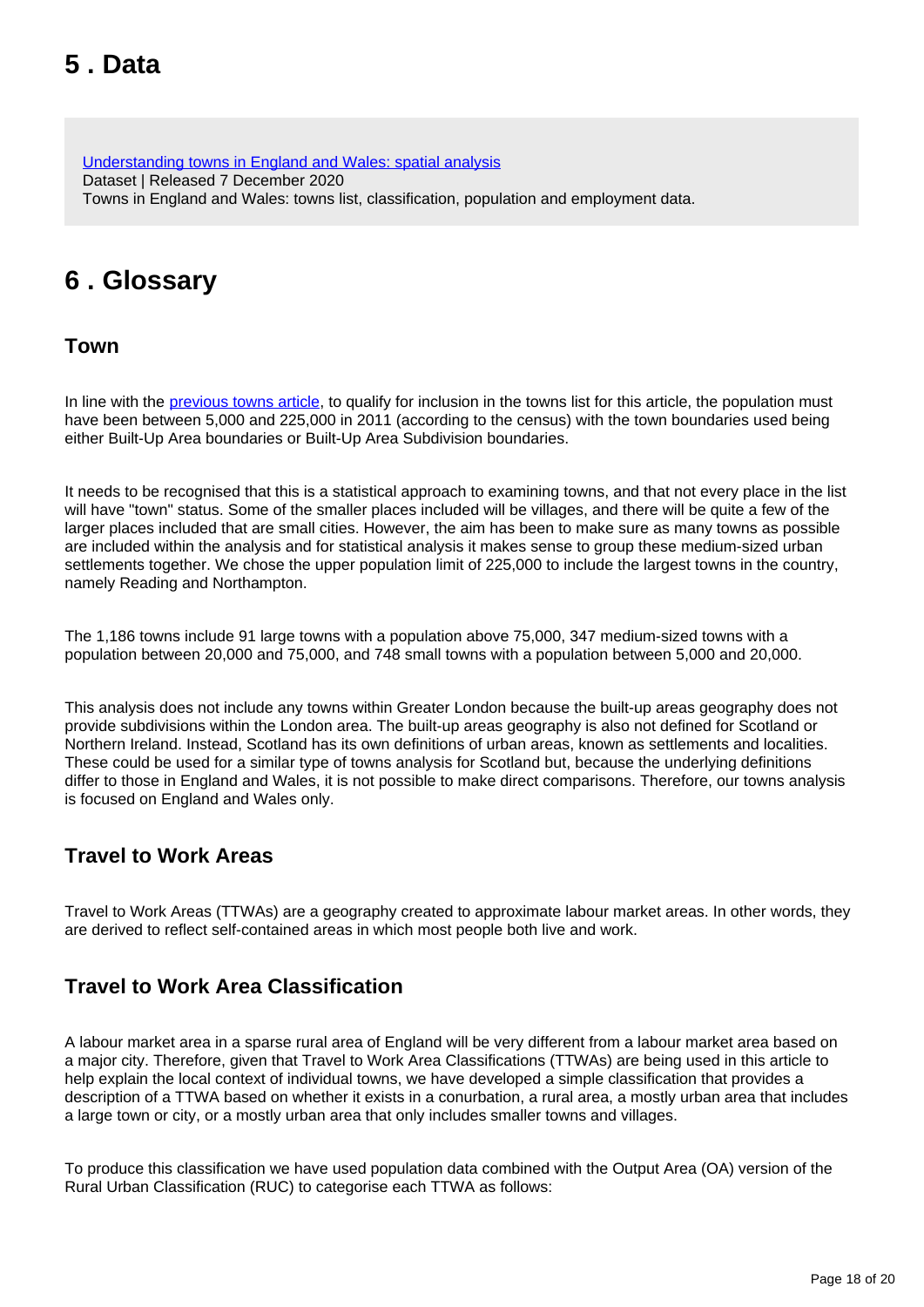## 5 . Data

[Understanding towns in England and Wales: spatial analysis](#)
Dataset | Released 7 December 2020
Towns in England and Wales: towns list, classification, population and employment data.

## 6 . Glossary

### Town

In line with the [previous towns article](#), to qualify for inclusion in the towns list for this article, the population must have been between 5,000 and 225,000 in 2011 (according to the census) with the town boundaries used being either Built-Up Area boundaries or Built-Up Area Subdivision boundaries.

It needs to be recognised that this is a statistical approach to examining towns, and that not every place in the list will have "town" status. Some of the smaller places included will be villages, and there will be quite a few of the larger places included that are small cities. However, the aim has been to make sure as many towns as possible are included within the analysis and for statistical analysis it makes sense to group these medium-sized urban settlements together. We chose the upper population limit of 225,000 to include the largest towns in the country, namely Reading and Northampton.

The 1,186 towns include 91 large towns with a population above 75,000, 347 medium-sized towns with a population between 20,000 and 75,000, and 748 small towns with a population between 5,000 and 20,000.

This analysis does not include any towns within Greater London because the built-up areas geography does not provide subdivisions within the London area. The built-up areas geography is also not defined for Scotland or Northern Ireland. Instead, Scotland has its own definitions of urban areas, known as settlements and localities. These could be used for a similar type of towns analysis for Scotland but, because the underlying definitions differ to those in England and Wales, it is not possible to make direct comparisons. Therefore, our towns analysis is focused on England and Wales only.

### Travel to Work Areas

Travel to Work Areas (TTWAs) are a geography created to approximate labour market areas. In other words, they are derived to reflect self-contained areas in which most people both live and work.

### Travel to Work Area Classification

A labour market area in a sparse rural area of England will be very different from a labour market area based on a major city. Therefore, given that Travel to Work Area Classifications (TTWAs) are being used in this article to help explain the local context of individual towns, we have developed a simple classification that provides a description of a TTWA based on whether it exists in a conurbation, a rural area, a mostly urban area that includes a large town or city, or a mostly urban area that only includes smaller towns and villages.

To produce this classification we have used population data combined with the Output Area (OA) version of the Rural Urban Classification (RUC) to categorise each TTWA as follows: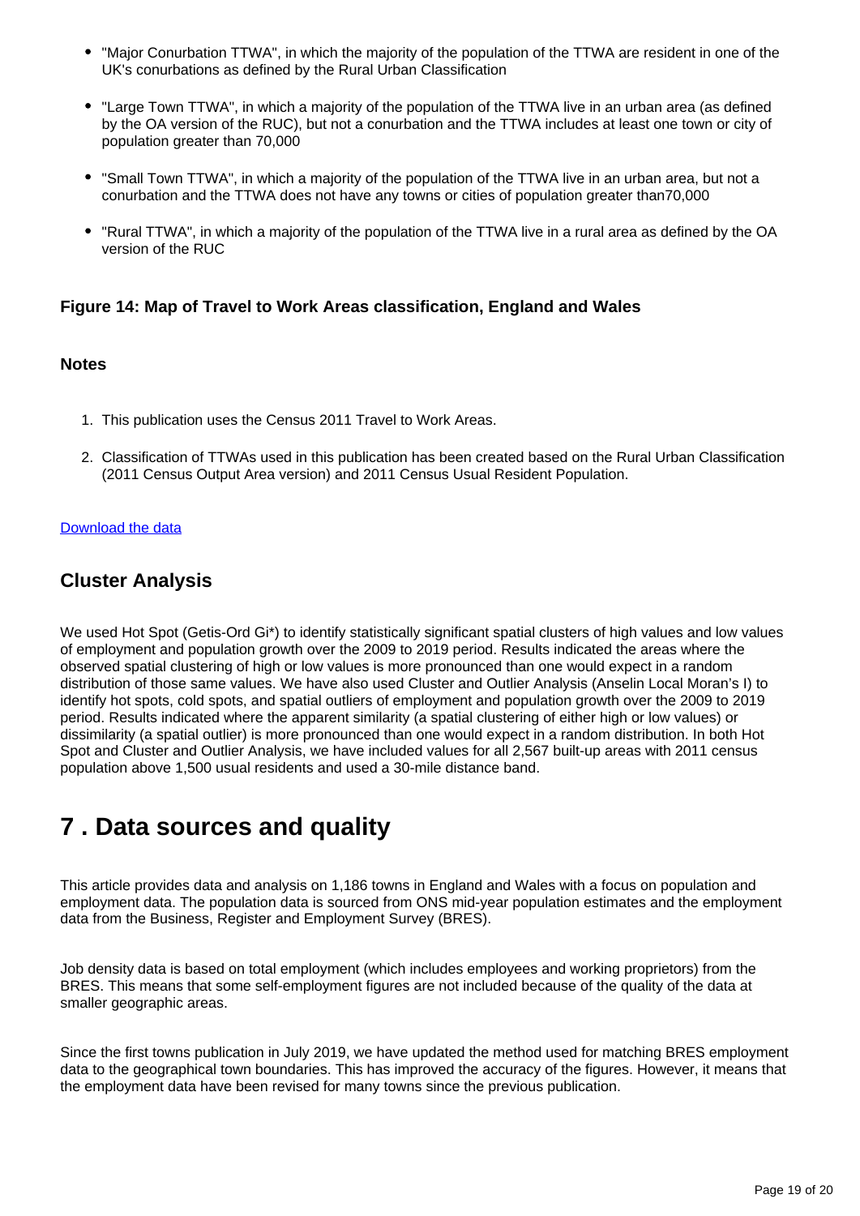- "Major Conurbation TTWA", in which the majority of the population of the TTWA are resident in one of the UK's conurbations as defined by the Rural Urban Classification
- "Large Town TTWA", in which a majority of the population of the TTWA live in an urban area (as defined by the OA version of the RUC), but not a conurbation and the TTWA includes at least one town or city of population greater than 70,000
- "Small Town TTWA", in which a majority of the population of the TTWA live in an urban area, but not a conurbation and the TTWA does not have any towns or cities of population greater than70,000
- "Rural TTWA", in which a majority of the population of the TTWA live in a rural area as defined by the OA version of the RUC

#### Figure 14: Map of Travel to Work Areas classification, England and Wales

#### Notes

1. This publication uses the Census 2011 Travel to Work Areas.
2. Classification of TTWAs used in this publication has been created based on the Rural Urban Classification (2011 Census Output Area version) and 2011 Census Usual Resident Population.

Download the data

### Cluster Analysis

We used Hot Spot (Getis-Ord Gi*) to identify statistically significant spatial clusters of high values and low values of employment and population growth over the 2009 to 2019 period. Results indicated the areas where the observed spatial clustering of high or low values is more pronounced than one would expect in a random distribution of those same values. We have also used Cluster and Outlier Analysis (Anselin Local Moran's I) to identify hot spots, cold spots, and spatial outliers of employment and population growth over the 2009 to 2019 period. Results indicated where the apparent similarity (a spatial clustering of either high or low values) or dissimilarity (a spatial outlier) is more pronounced than one would expect in a random distribution. In both Hot Spot and Cluster and Outlier Analysis, we have included values for all 2,567 built-up areas with 2011 census population above 1,500 usual residents and used a 30-mile distance band.

## 7 . Data sources and quality

This article provides data and analysis on 1,186 towns in England and Wales with a focus on population and employment data. The population data is sourced from ONS mid-year population estimates and the employment data from the Business, Register and Employment Survey (BRES).

Job density data is based on total employment (which includes employees and working proprietors) from the BRES. This means that some self-employment figures are not included because of the quality of the data at smaller geographic areas.

Since the first towns publication in July 2019, we have updated the method used for matching BRES employment data to the geographical town boundaries. This has improved the accuracy of the figures. However, it means that the employment data have been revised for many towns since the previous publication.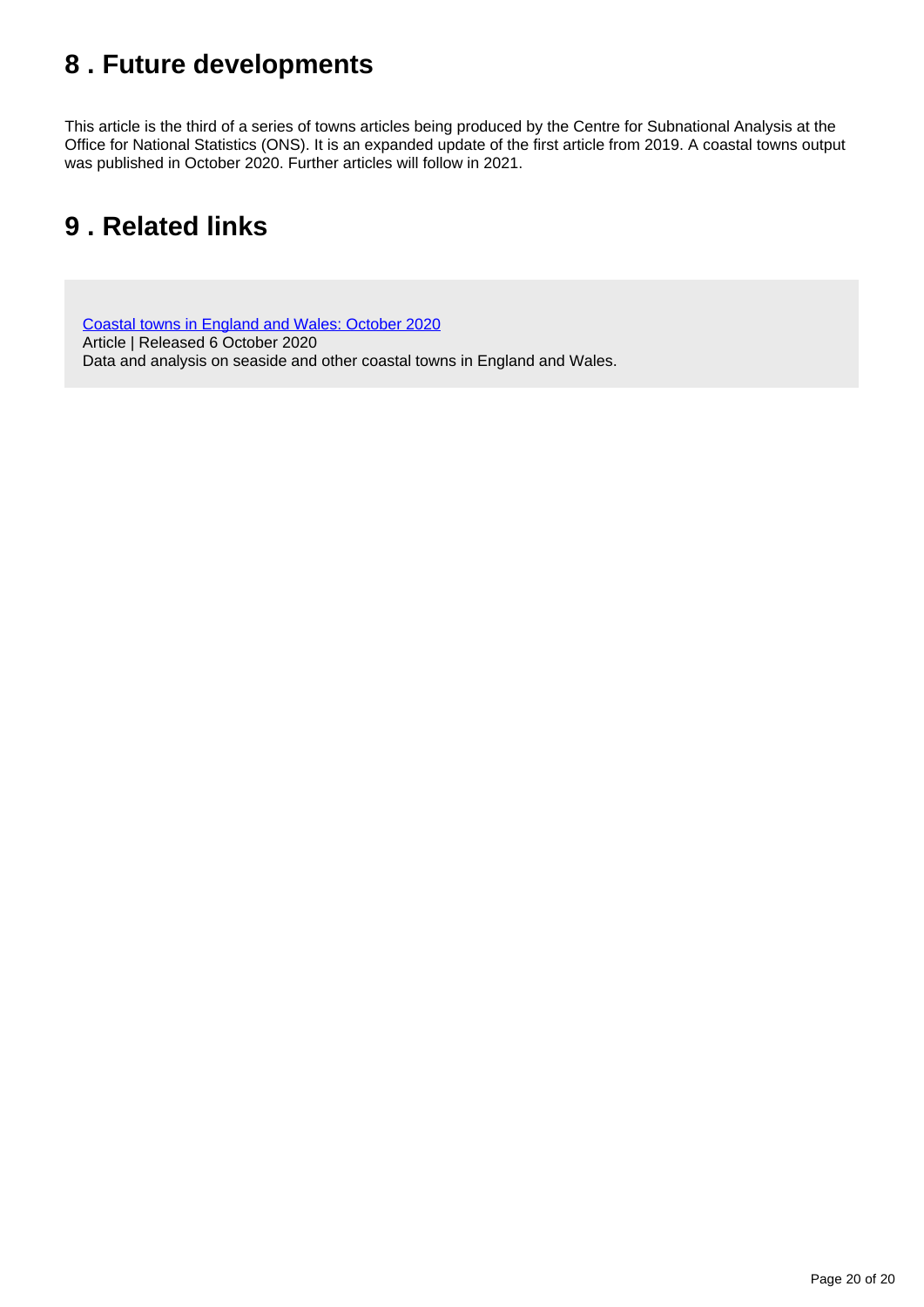## 8 . Future developments

This article is the third of a series of towns articles being produced by the Centre for Subnational Analysis at the Office for National Statistics (ONS). It is an expanded update of the first article from 2019. A coastal towns output was published in October 2020. Further articles will follow in 2021.

## 9 . Related links

[Coastal towns in England and Wales: October 2020](#)
Article | Released 6 October 2020
Data and analysis on seaside and other coastal towns in England and Wales.